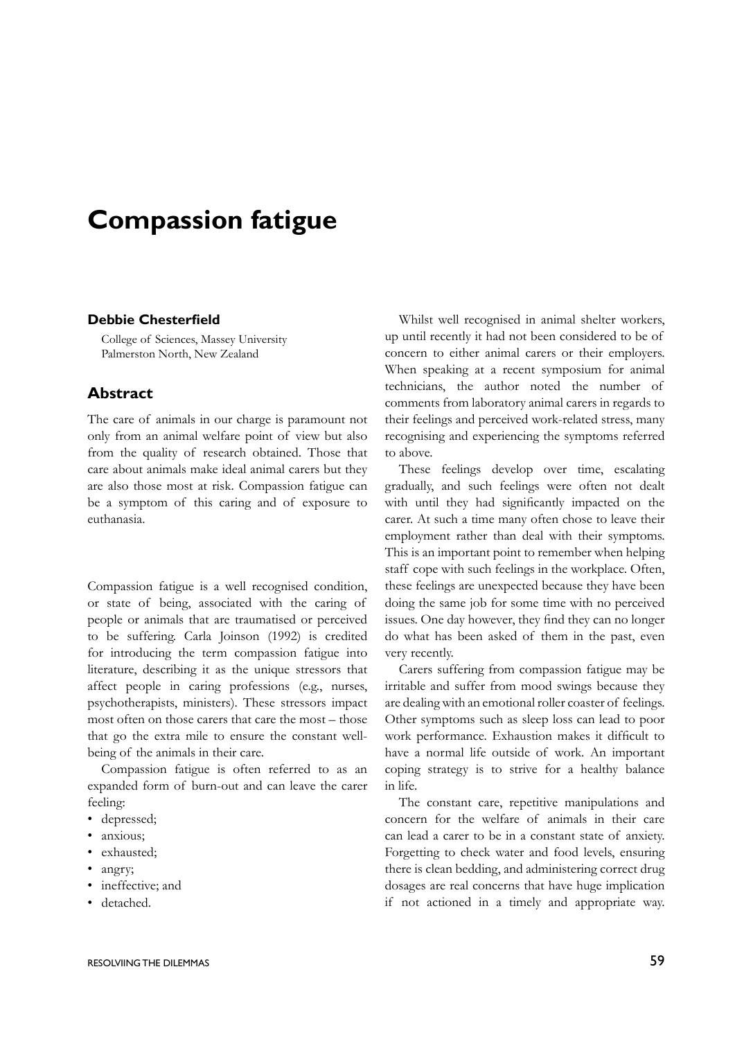# Compassion fatigue

**Debbie Chesterfield**

College of Sciences, Massey University
Palmerston North, New Zealand

## Abstract

The care of animals in our charge is paramount not only from an animal welfare point of view but also from the quality of research obtained. Those that care about animals make ideal animal carers but they are also those most at risk. Compassion fatigue can be a symptom of this caring and of exposure to euthanasia.

Compassion fatigue is a well recognised condition, or state of being, associated with the caring of people or animals that are traumatised or perceived to be suffering. Carla Joinson (1992) is credited for introducing the term compassion fatigue into literature, describing it as the unique stressors that affect people in caring professions (e.g., nurses, psychotherapists, ministers). These stressors impact most often on those carers that care the most – those that go the extra mile to ensure the constant well-being of the animals in their care.

Compassion fatigue is often referred to as an expanded form of burn-out and can leave the carer feeling:

- depressed;
- anxious;
- exhausted;
- angry;
- ineffective; and
- detached.

Whilst well recognised in animal shelter workers, up until recently it had not been considered to be of concern to either animal carers or their employers. When speaking at a recent symposium for animal technicians, the author noted the number of comments from laboratory animal carers in regards to their feelings and perceived work-related stress, many recognising and experiencing the symptoms referred to above.

These feelings develop over time, escalating gradually, and such feelings were often not dealt with until they had significantly impacted on the carer. At such a time many often chose to leave their employment rather than deal with their symptoms. This is an important point to remember when helping staff cope with such feelings in the workplace. Often, these feelings are unexpected because they have been doing the same job for some time with no perceived issues. One day however, they find they can no longer do what has been asked of them in the past, even very recently.

Carers suffering from compassion fatigue may be irritable and suffer from mood swings because they are dealing with an emotional roller coaster of feelings. Other symptoms such as sleep loss can lead to poor work performance. Exhaustion makes it difficult to have a normal life outside of work. An important coping strategy is to strive for a healthy balance in life.

The constant care, repetitive manipulations and concern for the welfare of animals in their care can lead a carer to be in a constant state of anxiety. Forgetting to check water and food levels, ensuring there is clean bedding, and administering correct drug dosages are real concerns that have huge implication if not actioned in a timely and appropriate way.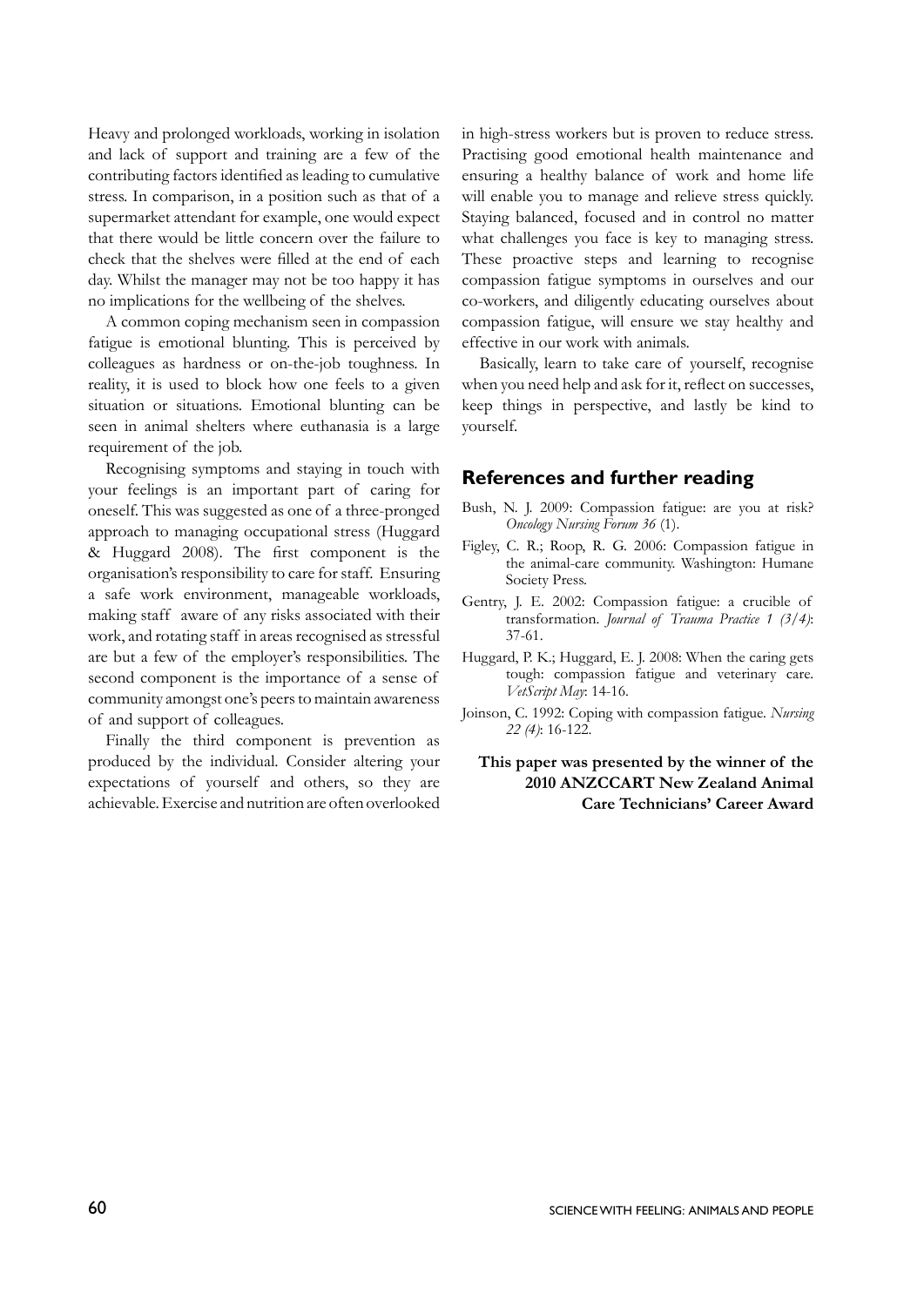Heavy and prolonged workloads, working in isolation and lack of support and training are a few of the contributing factors identified as leading to cumulative stress. In comparison, in a position such as that of a supermarket attendant for example, one would expect that there would be little concern over the failure to check that the shelves were filled at the end of each day. Whilst the manager may not be too happy it has no implications for the wellbeing of the shelves.

A common coping mechanism seen in compassion fatigue is emotional blunting. This is perceived by colleagues as hardness or on-the-job toughness. In reality, it is used to block how one feels to a given situation or situations. Emotional blunting can be seen in animal shelters where euthanasia is a large requirement of the job.

Recognising symptoms and staying in touch with your feelings is an important part of caring for oneself. This was suggested as one of a three-pronged approach to managing occupational stress (Huggard & Huggard 2008). The first component is the organisation's responsibility to care for staff. Ensuring a safe work environment, manageable workloads, making staff aware of any risks associated with their work, and rotating staff in areas recognised as stressful are but a few of the employer's responsibilities. The second component is the importance of a sense of community amongst one's peers to maintain awareness of and support of colleagues.

Finally the third component is prevention as produced by the individual. Consider altering your expectations of yourself and others, so they are achievable. Exercise and nutrition are often overlooked in high-stress workers but is proven to reduce stress. Practising good emotional health maintenance and ensuring a healthy balance of work and home life will enable you to manage and relieve stress quickly. Staying balanced, focused and in control no matter what challenges you face is key to managing stress. These proactive steps and learning to recognise compassion fatigue symptoms in ourselves and our co-workers, and diligently educating ourselves about compassion fatigue, will ensure we stay healthy and effective in our work with animals.

Basically, learn to take care of yourself, recognise when you need help and ask for it, reflect on successes, keep things in perspective, and lastly be kind to yourself.

## References and further reading

Bush, N. J. 2009: Compassion fatigue: are you at risk? *Oncology Nursing Forum 36* (1).

Figley, C. R.; Roop, R. G. 2006: Compassion fatigue in the animal-care community. Washington: Humane Society Press.

Gentry, J. E. 2002: Compassion fatigue: a crucible of transformation. *Journal of Trauma Practice 1 (3/4)*: 37-61.

Huggard, P. K.; Huggard, E. J. 2008: When the caring gets tough: compassion fatigue and veterinary care. *VetScript May*: 14-16.

Joinson, C. 1992: Coping with compassion fatigue. *Nursing 22 (4)*: 16-122.

**This paper was presented by the winner of the 2010 ANZCCART New Zealand Animal Care Technicians' Career Award**